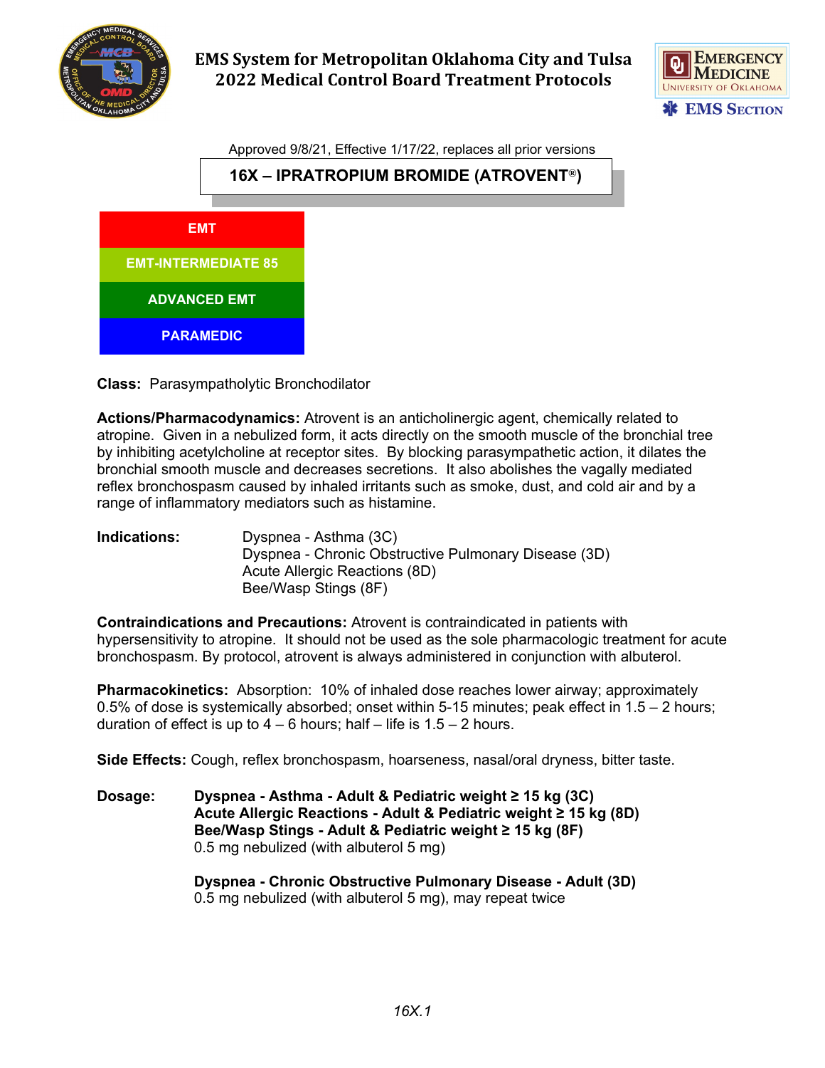# EMS System for Metropolitan Oklahoma City and Tulsa
# 2022 Medical Control Board Treatment Protocols

Approved 9/8/21, Effective 1/17/22, replaces all prior versions

## 16X – IPRATROPIUM BROMIDE (ATROVENT®)

| |
|---|
| EMT |
| EMT-INTERMEDIATE 85 |
| ADVANCED EMT |
| PARAMEDIC |

**Class:** Parasympatholytic Bronchodilator

**Actions/Pharmacodynamics:** Atrovent is an anticholinergic agent, chemically related to atropine. Given in a nebulized form, it acts directly on the smooth muscle of the bronchial tree by inhibiting acetylcholine at receptor sites. By blocking parasympathetic action, it dilates the bronchial smooth muscle and decreases secretions. It also abolishes the vagally mediated reflex bronchospasm caused by inhaled irritants such as smoke, dust, and cold air and by a range of inflammatory mediators such as histamine.

**Indications:**
Dyspnea - Asthma (3C)
Dyspnea - Chronic Obstructive Pulmonary Disease (3D)
Acute Allergic Reactions (8D)
Bee/Wasp Stings (8F)

**Contraindications and Precautions:** Atrovent is contraindicated in patients with hypersensitivity to atropine. It should not be used as the sole pharmacologic treatment for acute bronchospasm. By protocol, atrovent is always administered in conjunction with albuterol.

**Pharmacokinetics:** Absorption: 10% of inhaled dose reaches lower airway; approximately 0.5% of dose is systemically absorbed; onset within 5-15 minutes; peak effect in 1.5 – 2 hours; duration of effect is up to 4 – 6 hours; half – life is 1.5 – 2 hours.

**Side Effects:** Cough, reflex bronchospasm, hoarseness, nasal/oral dryness, bitter taste.

**Dosage:**

**Dyspnea - Asthma - Adult & Pediatric weight ≥ 15 kg (3C)**
**Acute Allergic Reactions - Adult & Pediatric weight ≥ 15 kg (8D)**
**Bee/Wasp Stings - Adult & Pediatric weight ≥ 15 kg (8F)**
0.5 mg nebulized (with albuterol 5 mg)

**Dyspnea - Chronic Obstructive Pulmonary Disease - Adult (3D)**
0.5 mg nebulized (with albuterol 5 mg), may repeat twice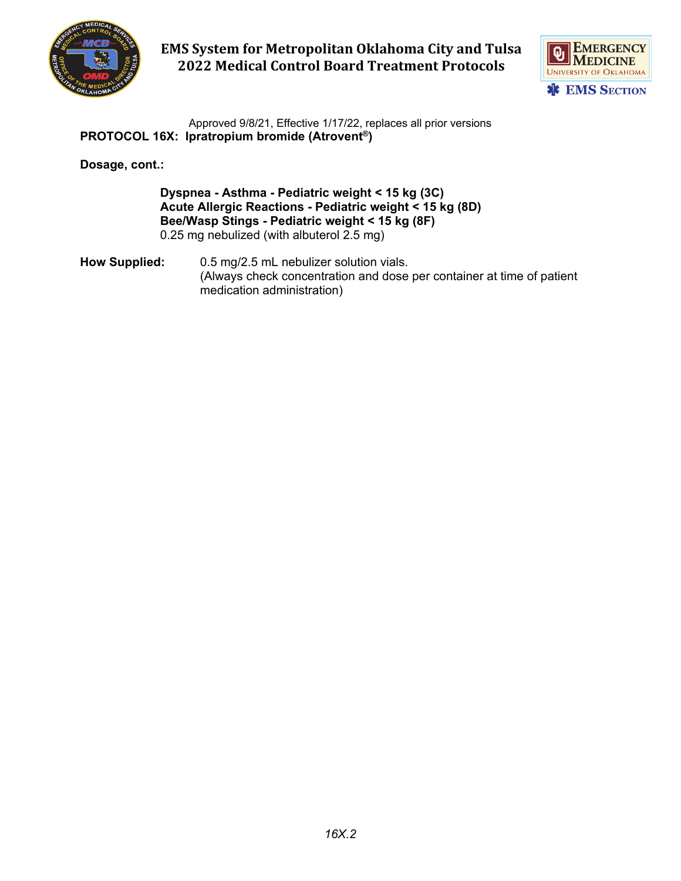Approved 9/8/21, Effective 1/17/22, replaces all prior versions

**PROTOCOL 16X: Ipratropium bromide (Atrovent®)**

**Dosage, cont.:**

**Dyspnea - Asthma - Pediatric weight < 15 kg (3C)**
**Acute Allergic Reactions - Pediatric weight < 15 kg (8D)**
**Bee/Wasp Stings - Pediatric weight < 15 kg (8F)**
0.25 mg nebulized (with albuterol 2.5 mg)

**How Supplied:** 0.5 mg/2.5 mL nebulizer solution vials.
(Always check concentration and dose per container at time of patient medication administration)